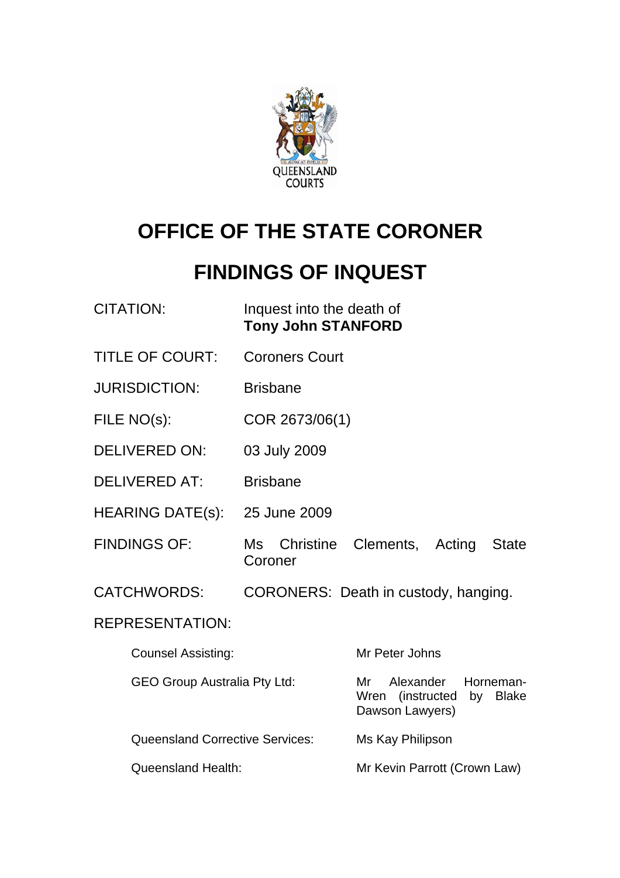QUEENSLAND COURTS

# OFFICE OF THE STATE CORONER

# FINDINGS OF INQUEST

| | |
|---|---|
| CITATION: | Inquest into the death of **Tony John STANFORD** |
| TITLE OF COURT: | Coroners Court |
| JURISDICTION: | Brisbane |
| FILE NO(s): | COR 2673/06(1) |
| DELIVERED ON: | 03 July 2009 |
| DELIVERED AT: | Brisbane |
| HEARING DATE(s): | 25 June 2009 |
| FINDINGS OF: | Ms Christine Clements, Acting State Coroner |
| CATCHWORDS: | CORONERS: Death in custody, hanging. |

REPRESENTATION:

| | |
|---|---|
| Counsel Assisting: | Mr Peter Johns |
| GEO Group Australia Pty Ltd: | Mr Alexander Horneman-Wren (instructed by Blake Dawson Lawyers) |
| Queensland Corrective Services: | Ms Kay Philipson |
| Queensland Health: | Mr Kevin Parrott (Crown Law) |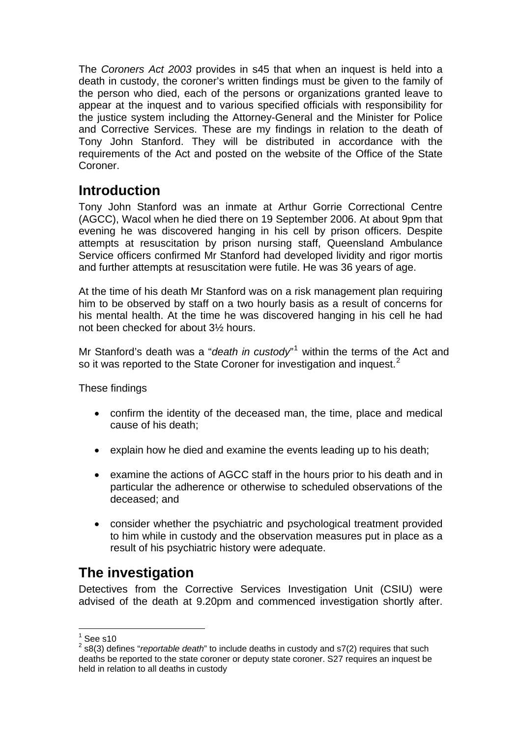The *Coroners Act 2003* provides in s45 that when an inquest is held into a death in custody, the coroner's written findings must be given to the family of the person who died, each of the persons or organizations granted leave to appear at the inquest and to various specified officials with responsibility for the justice system including the Attorney-General and the Minister for Police and Corrective Services. These are my findings in relation to the death of Tony John Stanford. They will be distributed in accordance with the requirements of the Act and posted on the website of the Office of the State Coroner.

## Introduction

Tony John Stanford was an inmate at Arthur Gorrie Correctional Centre (AGCC), Wacol when he died there on 19 September 2006. At about 9pm that evening he was discovered hanging in his cell by prison officers. Despite attempts at resuscitation by prison nursing staff, Queensland Ambulance Service officers confirmed Mr Stanford had developed lividity and rigor mortis and further attempts at resuscitation were futile. He was 36 years of age.

At the time of his death Mr Stanford was on a risk management plan requiring him to be observed by staff on a two hourly basis as a result of concerns for his mental health. At the time he was discovered hanging in his cell he had not been checked for about 3½ hours.

Mr Stanford's death was a "*death in custody*"[1] within the terms of the Act and so it was reported to the State Coroner for investigation and inquest.[2]

These findings

- confirm the identity of the deceased man, the time, place and medical cause of his death;
- explain how he died and examine the events leading up to his death;
- examine the actions of AGCC staff in the hours prior to his death and in particular the adherence or otherwise to scheduled observations of the deceased; and
- consider whether the psychiatric and psychological treatment provided to him while in custody and the observation measures put in place as a result of his psychiatric history were adequate.

## The investigation

Detectives from the Corrective Services Investigation Unit (CSIU) were advised of the death at 9.20pm and commenced investigation shortly after.

---

[1] See s10

[2] s8(3) defines "*reportable death*" to include deaths in custody and s7(2) requires that such deaths be reported to the state coroner or deputy state coroner. S27 requires an inquest be held in relation to all deaths in custody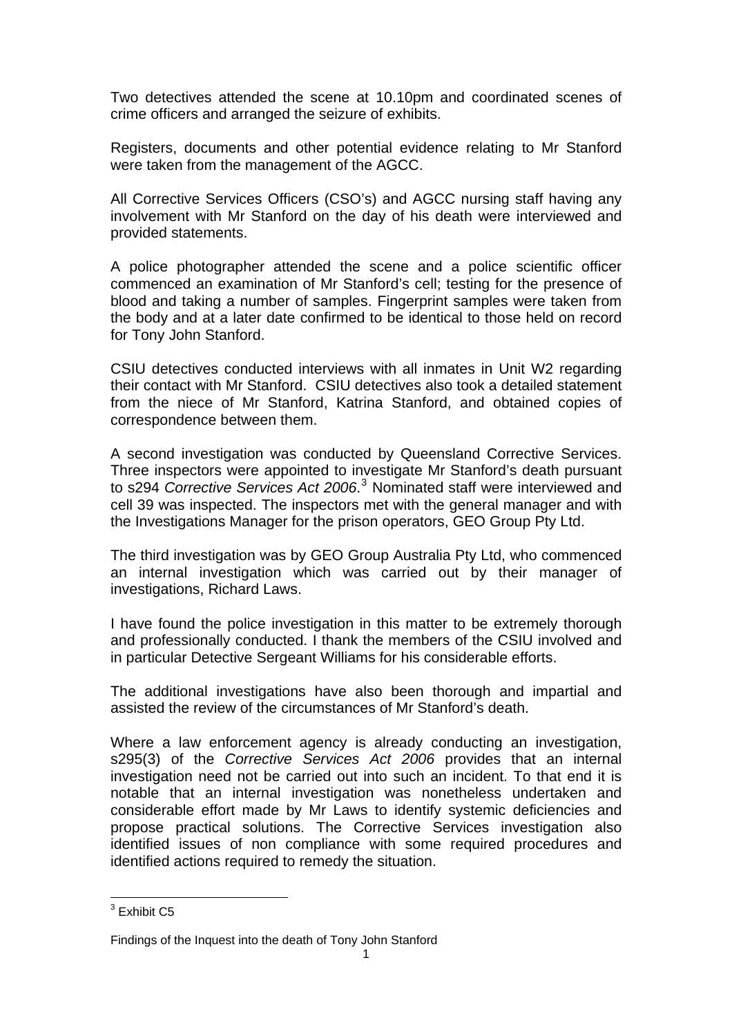Two detectives attended the scene at 10.10pm and coordinated scenes of crime officers and arranged the seizure of exhibits.

Registers, documents and other potential evidence relating to Mr Stanford were taken from the management of the AGCC.

All Corrective Services Officers (CSO's) and AGCC nursing staff having any involvement with Mr Stanford on the day of his death were interviewed and provided statements.

A police photographer attended the scene and a police scientific officer commenced an examination of Mr Stanford's cell; testing for the presence of blood and taking a number of samples. Fingerprint samples were taken from the body and at a later date confirmed to be identical to those held on record for Tony John Stanford.

CSIU detectives conducted interviews with all inmates in Unit W2 regarding their contact with Mr Stanford. CSIU detectives also took a detailed statement from the niece of Mr Stanford, Katrina Stanford, and obtained copies of correspondence between them.

A second investigation was conducted by Queensland Corrective Services. Three inspectors were appointed to investigate Mr Stanford's death pursuant to s294 *Corrective Services Act 2006*.[3] Nominated staff were interviewed and cell 39 was inspected. The inspectors met with the general manager and with the Investigations Manager for the prison operators, GEO Group Pty Ltd.

The third investigation was by GEO Group Australia Pty Ltd, who commenced an internal investigation which was carried out by their manager of investigations, Richard Laws.

I have found the police investigation in this matter to be extremely thorough and professionally conducted. I thank the members of the CSIU involved and in particular Detective Sergeant Williams for his considerable efforts.

The additional investigations have also been thorough and impartial and assisted the review of the circumstances of Mr Stanford's death.

Where a law enforcement agency is already conducting an investigation, s295(3) of the *Corrective Services Act 2006* provides that an internal investigation need not be carried out into such an incident. To that end it is notable that an internal investigation was nonetheless undertaken and considerable effort made by Mr Laws to identify systemic deficiencies and propose practical solutions. The Corrective Services investigation also identified issues of non compliance with some required procedures and identified actions required to remedy the situation.

[3] Exhibit C5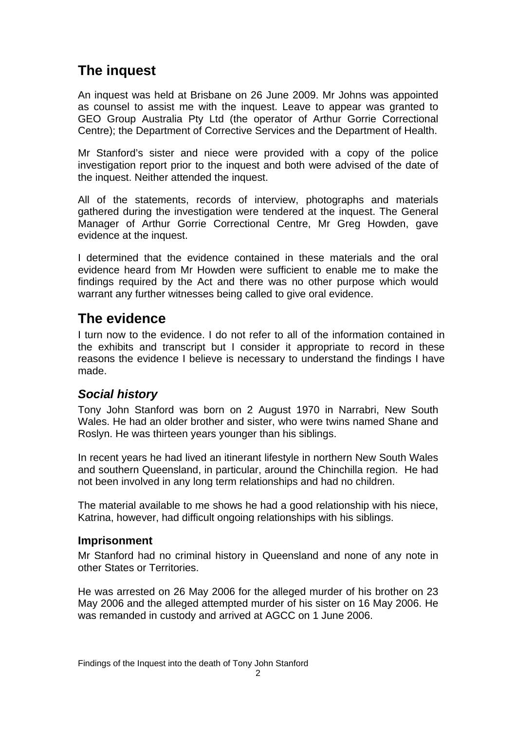## The inquest

An inquest was held at Brisbane on 26 June 2009. Mr Johns was appointed as counsel to assist me with the inquest. Leave to appear was granted to GEO Group Australia Pty Ltd (the operator of Arthur Gorrie Correctional Centre); the Department of Corrective Services and the Department of Health.

Mr Stanford's sister and niece were provided with a copy of the police investigation report prior to the inquest and both were advised of the date of the inquest. Neither attended the inquest.

All of the statements, records of interview, photographs and materials gathered during the investigation were tendered at the inquest. The General Manager of Arthur Gorrie Correctional Centre, Mr Greg Howden, gave evidence at the inquest.

I determined that the evidence contained in these materials and the oral evidence heard from Mr Howden were sufficient to enable me to make the findings required by the Act and there was no other purpose which would warrant any further witnesses being called to give oral evidence.

## The evidence

I turn now to the evidence. I do not refer to all of the information contained in the exhibits and transcript but I consider it appropriate to record in these reasons the evidence I believe is necessary to understand the findings I have made.

### *Social history*

Tony John Stanford was born on 2 August 1970 in Narrabri, New South Wales. He had an older brother and sister, who were twins named Shane and Roslyn. He was thirteen years younger than his siblings.

In recent years he had lived an itinerant lifestyle in northern New South Wales and southern Queensland, in particular, around the Chinchilla region. He had not been involved in any long term relationships and had no children.

The material available to me shows he had a good relationship with his niece, Katrina, however, had difficult ongoing relationships with his siblings.

#### Imprisonment

Mr Stanford had no criminal history in Queensland and none of any note in other States or Territories.

He was arrested on 26 May 2006 for the alleged murder of his brother on 23 May 2006 and the alleged attempted murder of his sister on 16 May 2006. He was remanded in custody and arrived at AGCC on 1 June 2006.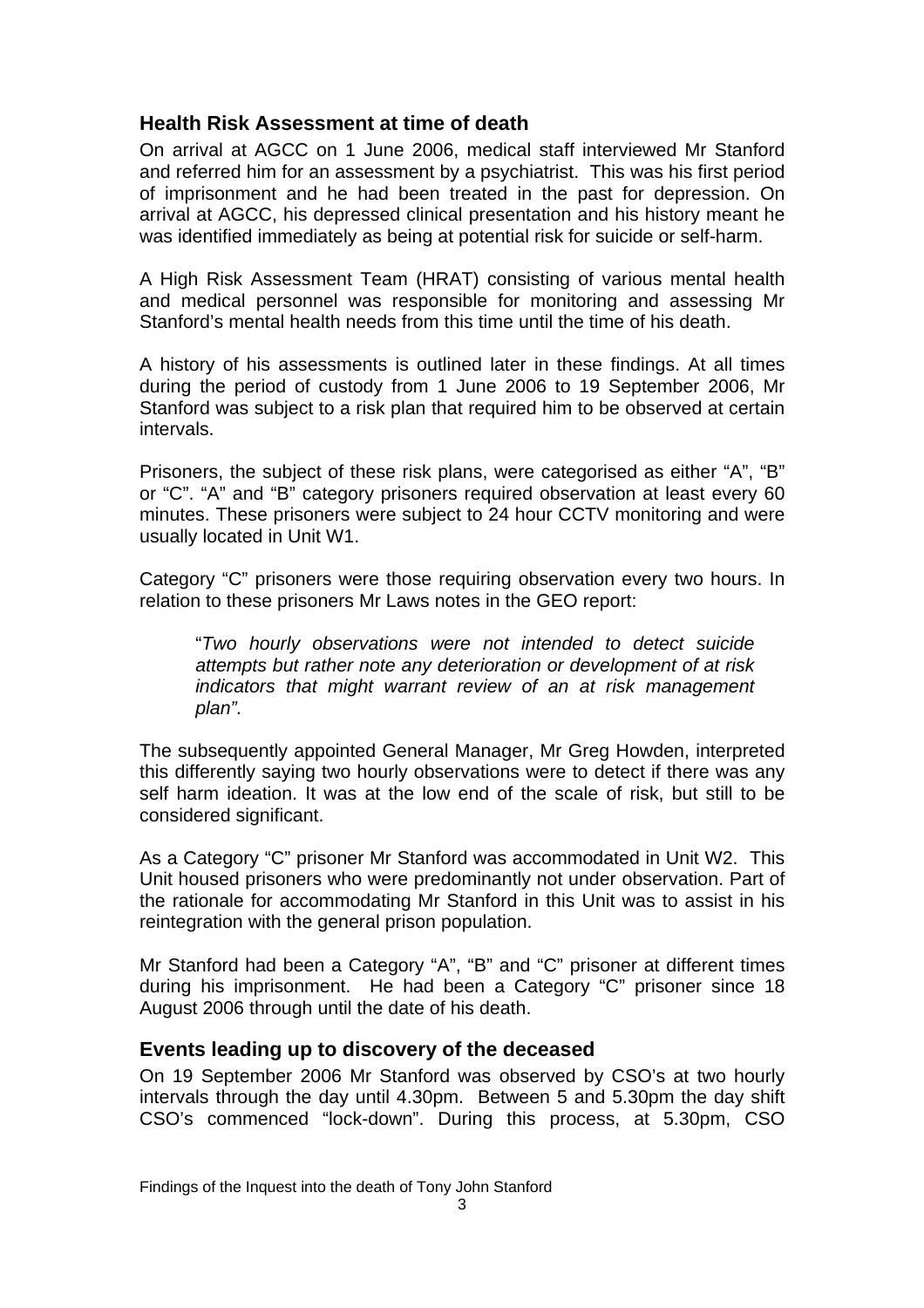## Health Risk Assessment at time of death

On arrival at AGCC on 1 June 2006, medical staff interviewed Mr Stanford and referred him for an assessment by a psychiatrist. This was his first period of imprisonment and he had been treated in the past for depression. On arrival at AGCC, his depressed clinical presentation and his history meant he was identified immediately as being at potential risk for suicide or self-harm.

A High Risk Assessment Team (HRAT) consisting of various mental health and medical personnel was responsible for monitoring and assessing Mr Stanford's mental health needs from this time until the time of his death.

A history of his assessments is outlined later in these findings. At all times during the period of custody from 1 June 2006 to 19 September 2006, Mr Stanford was subject to a risk plan that required him to be observed at certain intervals.

Prisoners, the subject of these risk plans, were categorised as either "A", "B" or "C". "A" and "B" category prisoners required observation at least every 60 minutes. These prisoners were subject to 24 hour CCTV monitoring and were usually located in Unit W1.

Category "C" prisoners were those requiring observation every two hours. In relation to these prisoners Mr Laws notes in the GEO report:

> "*Two hourly observations were not intended to detect suicide attempts but rather note any deterioration or development of at risk indicators that might warrant review of an at risk management plan".*

The subsequently appointed General Manager, Mr Greg Howden, interpreted this differently saying two hourly observations were to detect if there was any self harm ideation. It was at the low end of the scale of risk, but still to be considered significant.

As a Category "C" prisoner Mr Stanford was accommodated in Unit W2. This Unit housed prisoners who were predominantly not under observation. Part of the rationale for accommodating Mr Stanford in this Unit was to assist in his reintegration with the general prison population.

Mr Stanford had been a Category "A", "B" and "C" prisoner at different times during his imprisonment. He had been a Category "C" prisoner since 18 August 2006 through until the date of his death.

## Events leading up to discovery of the deceased

On 19 September 2006 Mr Stanford was observed by CSO's at two hourly intervals through the day until 4.30pm. Between 5 and 5.30pm the day shift CSO's commenced "lock-down". During this process, at 5.30pm, CSO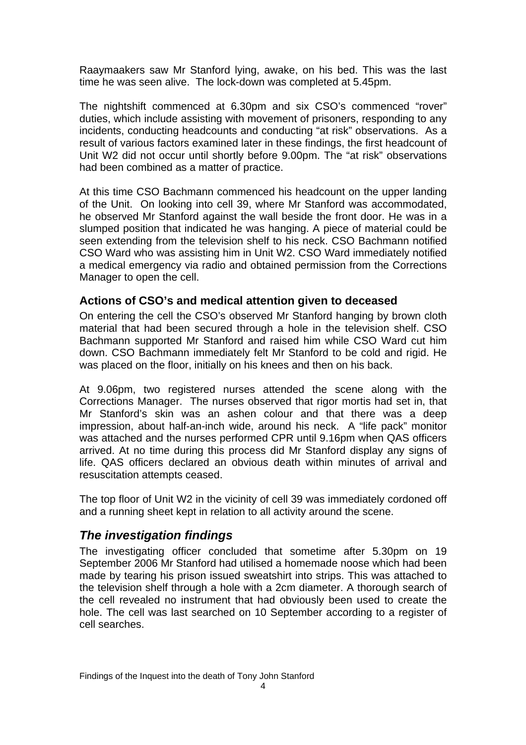Raaymaakers saw Mr Stanford lying, awake, on his bed. This was the last time he was seen alive. The lock-down was completed at 5.45pm.

The nightshift commenced at 6.30pm and six CSO's commenced "rover" duties, which include assisting with movement of prisoners, responding to any incidents, conducting headcounts and conducting "at risk" observations. As a result of various factors examined later in these findings, the first headcount of Unit W2 did not occur until shortly before 9.00pm. The "at risk" observations had been combined as a matter of practice.

At this time CSO Bachmann commenced his headcount on the upper landing of the Unit. On looking into cell 39, where Mr Stanford was accommodated, he observed Mr Stanford against the wall beside the front door. He was in a slumped position that indicated he was hanging. A piece of material could be seen extending from the television shelf to his neck. CSO Bachmann notified CSO Ward who was assisting him in Unit W2. CSO Ward immediately notified a medical emergency via radio and obtained permission from the Corrections Manager to open the cell.

### Actions of CSO's and medical attention given to deceased

On entering the cell the CSO's observed Mr Stanford hanging by brown cloth material that had been secured through a hole in the television shelf. CSO Bachmann supported Mr Stanford and raised him while CSO Ward cut him down. CSO Bachmann immediately felt Mr Stanford to be cold and rigid. He was placed on the floor, initially on his knees and then on his back.

At 9.06pm, two registered nurses attended the scene along with the Corrections Manager. The nurses observed that rigor mortis had set in, that Mr Stanford's skin was an ashen colour and that there was a deep impression, about half-an-inch wide, around his neck. A "life pack" monitor was attached and the nurses performed CPR until 9.16pm when QAS officers arrived. At no time during this process did Mr Stanford display any signs of life. QAS officers declared an obvious death within minutes of arrival and resuscitation attempts ceased.

The top floor of Unit W2 in the vicinity of cell 39 was immediately cordoned off and a running sheet kept in relation to all activity around the scene.

## *The investigation findings*

The investigating officer concluded that sometime after 5.30pm on 19 September 2006 Mr Stanford had utilised a homemade noose which had been made by tearing his prison issued sweatshirt into strips. This was attached to the television shelf through a hole with a 2cm diameter. A thorough search of the cell revealed no instrument that had obviously been used to create the hole. The cell was last searched on 10 September according to a register of cell searches.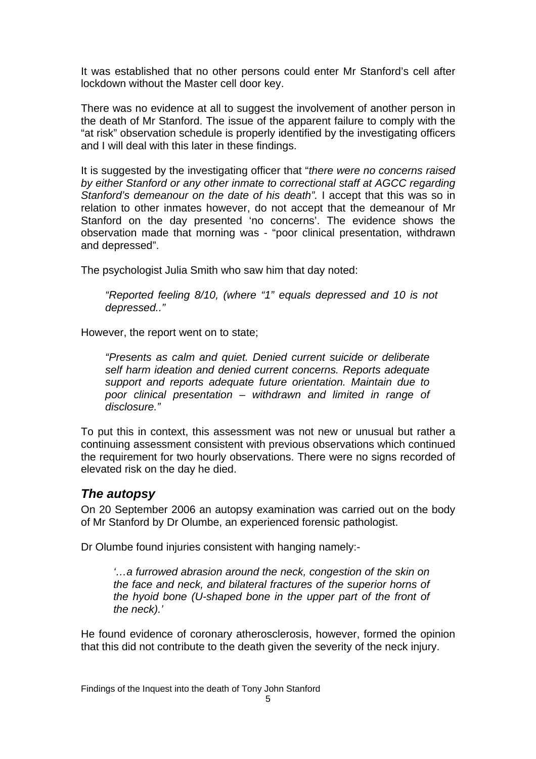It was established that no other persons could enter Mr Stanford's cell after lockdown without the Master cell door key.

There was no evidence at all to suggest the involvement of another person in the death of Mr Stanford. The issue of the apparent failure to comply with the "at risk" observation schedule is properly identified by the investigating officers and I will deal with this later in these findings.

It is suggested by the investigating officer that "*there were no concerns raised by either Stanford or any other inmate to correctional staff at AGCC regarding Stanford's demeanour on the date of his death".* I accept that this was so in relation to other inmates however, do not accept that the demeanour of Mr Stanford on the day presented 'no concerns'. The evidence shows the observation made that morning was - "poor clinical presentation, withdrawn and depressed".

The psychologist Julia Smith who saw him that day noted:

> *"Reported feeling 8/10, (where "1" equals depressed and 10 is not depressed.."*

However, the report went on to state;

> *"Presents as calm and quiet. Denied current suicide or deliberate self harm ideation and denied current concerns. Reports adequate support and reports adequate future orientation. Maintain due to poor clinical presentation – withdrawn and limited in range of disclosure."*

To put this in context, this assessment was not new or unusual but rather a continuing assessment consistent with previous observations which continued the requirement for two hourly observations. There were no signs recorded of elevated risk on the day he died.

## *The autopsy*

On 20 September 2006 an autopsy examination was carried out on the body of Mr Stanford by Dr Olumbe, an experienced forensic pathologist.

Dr Olumbe found injuries consistent with hanging namely:-

> *'…a furrowed abrasion around the neck, congestion of the skin on the face and neck, and bilateral fractures of the superior horns of the hyoid bone (U-shaped bone in the upper part of the front of the neck).'*

He found evidence of coronary atherosclerosis, however, formed the opinion that this did not contribute to the death given the severity of the neck injury.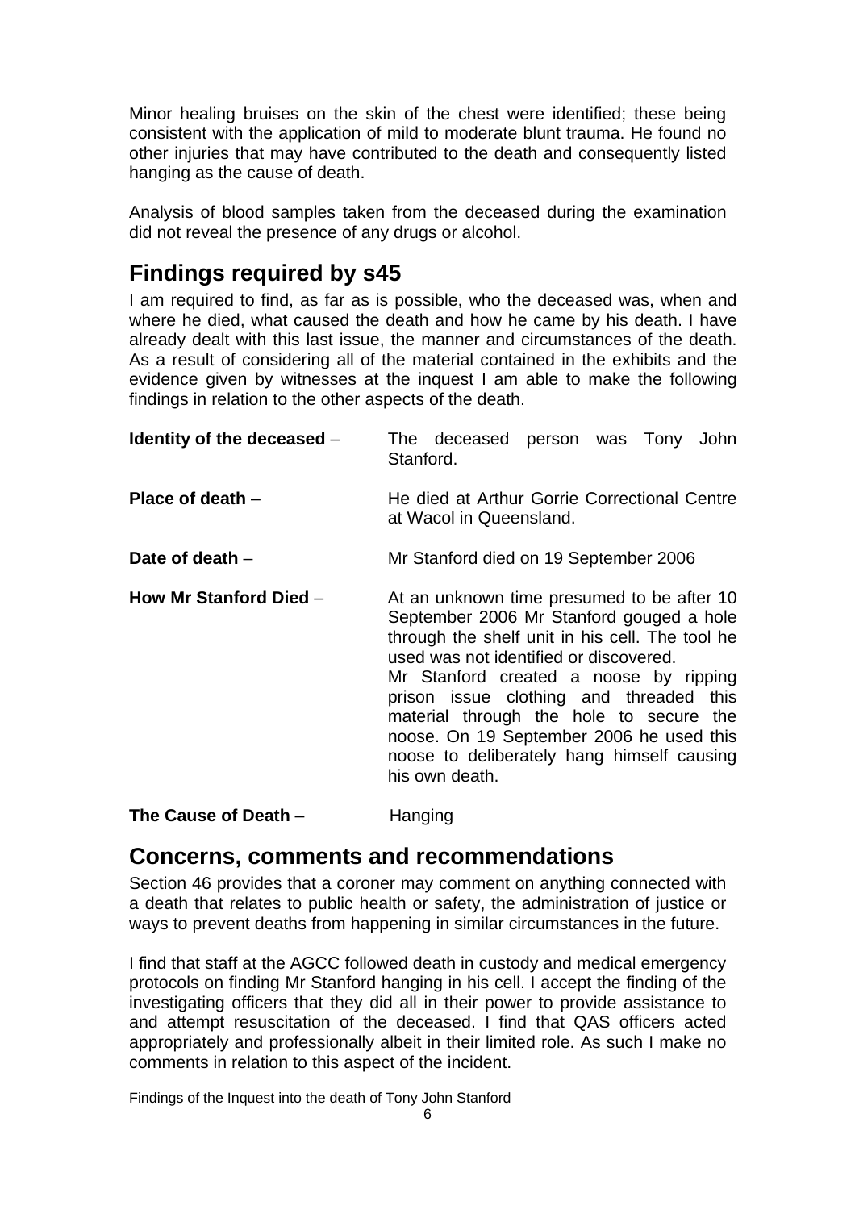Minor healing bruises on the skin of the chest were identified; these being consistent with the application of mild to moderate blunt trauma. He found no other injuries that may have contributed to the death and consequently listed hanging as the cause of death.

Analysis of blood samples taken from the deceased during the examination did not reveal the presence of any drugs or alcohol.

## Findings required by s45

I am required to find, as far as is possible, who the deceased was, when and where he died, what caused the death and how he came by his death. I have already dealt with this last issue, the manner and circumstances of the death. As a result of considering all of the material contained in the exhibits and the evidence given by witnesses at the inquest I am able to make the following findings in relation to the other aspects of the death.

**Identity of the deceased** – The deceased person was Tony John Stanford.

**Place of death** – He died at Arthur Gorrie Correctional Centre at Wacol in Queensland.

**Date of death** – Mr Stanford died on 19 September 2006

**How Mr Stanford Died** – At an unknown time presumed to be after 10 September 2006 Mr Stanford gouged a hole through the shelf unit in his cell. The tool he used was not identified or discovered.
Mr Stanford created a noose by ripping prison issue clothing and threaded this material through the hole to secure the noose. On 19 September 2006 he used this noose to deliberately hang himself causing his own death.

**The Cause of Death** – Hanging

## Concerns, comments and recommendations

Section 46 provides that a coroner may comment on anything connected with a death that relates to public health or safety, the administration of justice or ways to prevent deaths from happening in similar circumstances in the future.

I find that staff at the AGCC followed death in custody and medical emergency protocols on finding Mr Stanford hanging in his cell. I accept the finding of the investigating officers that they did all in their power to provide assistance to and attempt resuscitation of the deceased. I find that QAS officers acted appropriately and professionally albeit in their limited role. As such I make no comments in relation to this aspect of the incident.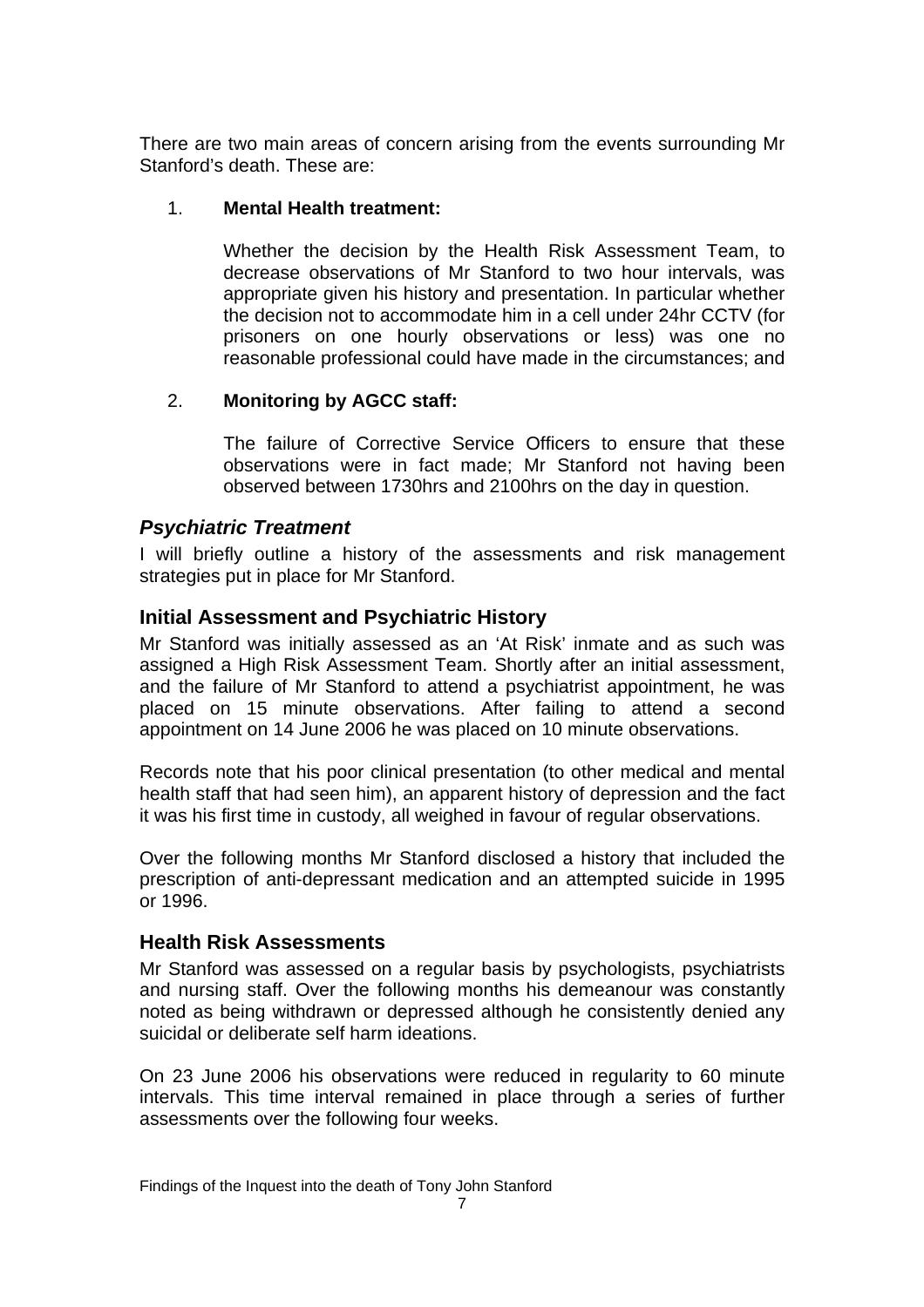There are two main areas of concern arising from the events surrounding Mr Stanford's death. These are:

1. **Mental Health treatment:**

   Whether the decision by the Health Risk Assessment Team, to decrease observations of Mr Stanford to two hour intervals, was appropriate given his history and presentation. In particular whether the decision not to accommodate him in a cell under 24hr CCTV (for prisoners on one hourly observations or less) was one no reasonable professional could have made in the circumstances; and

2. **Monitoring by AGCC staff:**

   The failure of Corrective Service Officers to ensure that these observations were in fact made; Mr Stanford not having been observed between 1730hrs and 2100hrs on the day in question.

## *Psychiatric Treatment*

I will briefly outline a history of the assessments and risk management strategies put in place for Mr Stanford.

## Initial Assessment and Psychiatric History

Mr Stanford was initially assessed as an 'At Risk' inmate and as such was assigned a High Risk Assessment Team. Shortly after an initial assessment, and the failure of Mr Stanford to attend a psychiatrist appointment, he was placed on 15 minute observations. After failing to attend a second appointment on 14 June 2006 he was placed on 10 minute observations.

Records note that his poor clinical presentation (to other medical and mental health staff that had seen him), an apparent history of depression and the fact it was his first time in custody, all weighed in favour of regular observations.

Over the following months Mr Stanford disclosed a history that included the prescription of anti-depressant medication and an attempted suicide in 1995 or 1996.

## Health Risk Assessments

Mr Stanford was assessed on a regular basis by psychologists, psychiatrists and nursing staff. Over the following months his demeanour was constantly noted as being withdrawn or depressed although he consistently denied any suicidal or deliberate self harm ideations.

On 23 June 2006 his observations were reduced in regularity to 60 minute intervals. This time interval remained in place through a series of further assessments over the following four weeks.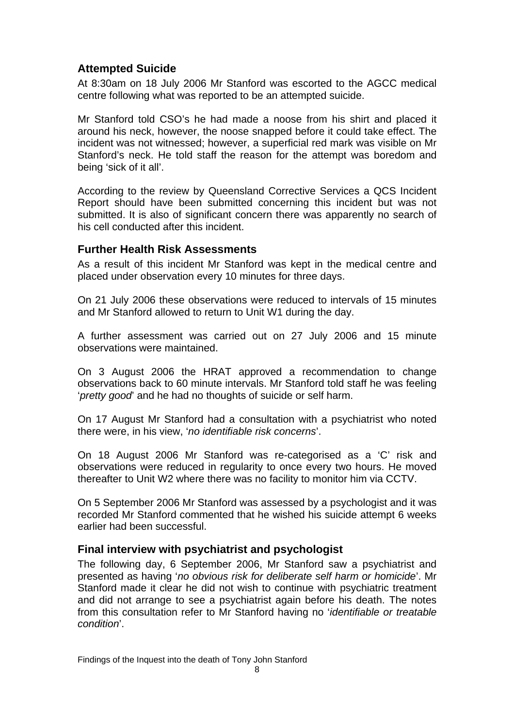## Attempted Suicide

At 8:30am on 18 July 2006 Mr Stanford was escorted to the AGCC medical centre following what was reported to be an attempted suicide.

Mr Stanford told CSO's he had made a noose from his shirt and placed it around his neck, however, the noose snapped before it could take effect. The incident was not witnessed; however, a superficial red mark was visible on Mr Stanford's neck. He told staff the reason for the attempt was boredom and being 'sick of it all'.

According to the review by Queensland Corrective Services a QCS Incident Report should have been submitted concerning this incident but was not submitted. It is also of significant concern there was apparently no search of his cell conducted after this incident.

## Further Health Risk Assessments

As a result of this incident Mr Stanford was kept in the medical centre and placed under observation every 10 minutes for three days.

On 21 July 2006 these observations were reduced to intervals of 15 minutes and Mr Stanford allowed to return to Unit W1 during the day.

A further assessment was carried out on 27 July 2006 and 15 minute observations were maintained.

On 3 August 2006 the HRAT approved a recommendation to change observations back to 60 minute intervals. Mr Stanford told staff he was feeling '*pretty good*' and he had no thoughts of suicide or self harm.

On 17 August Mr Stanford had a consultation with a psychiatrist who noted there were, in his view, '*no identifiable risk concerns*'.

On 18 August 2006 Mr Stanford was re-categorised as a 'C' risk and observations were reduced in regularity to once every two hours. He moved thereafter to Unit W2 where there was no facility to monitor him via CCTV.

On 5 September 2006 Mr Stanford was assessed by a psychologist and it was recorded Mr Stanford commented that he wished his suicide attempt 6 weeks earlier had been successful.

## Final interview with psychiatrist and psychologist

The following day, 6 September 2006, Mr Stanford saw a psychiatrist and presented as having '*no obvious risk for deliberate self harm or homicide*'. Mr Stanford made it clear he did not wish to continue with psychiatric treatment and did not arrange to see a psychiatrist again before his death. The notes from this consultation refer to Mr Stanford having no '*identifiable or treatable condition*'.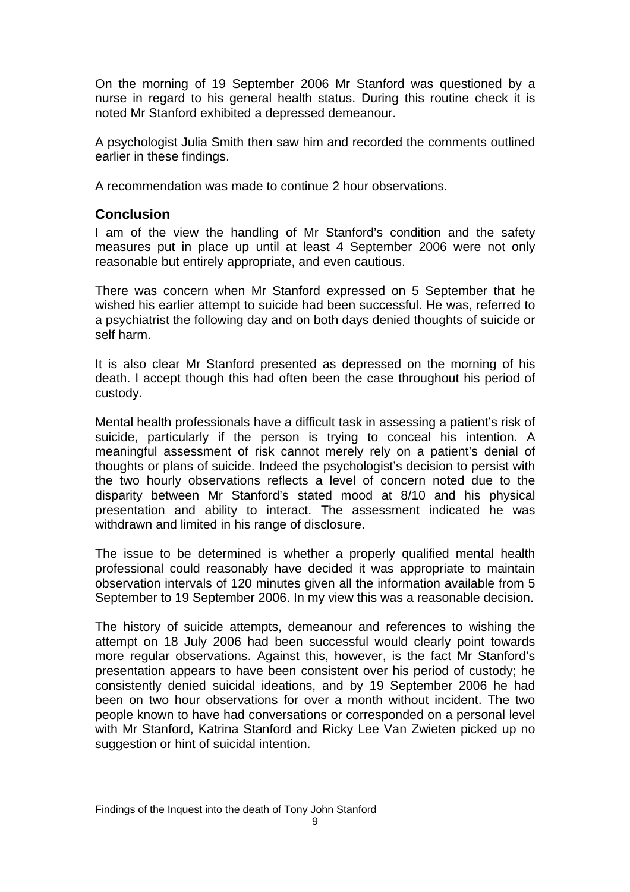On the morning of 19 September 2006 Mr Stanford was questioned by a nurse in regard to his general health status. During this routine check it is noted Mr Stanford exhibited a depressed demeanour.

A psychologist Julia Smith then saw him and recorded the comments outlined earlier in these findings.

A recommendation was made to continue 2 hour observations.

## Conclusion

I am of the view the handling of Mr Stanford's condition and the safety measures put in place up until at least 4 September 2006 were not only reasonable but entirely appropriate, and even cautious.

There was concern when Mr Stanford expressed on 5 September that he wished his earlier attempt to suicide had been successful. He was, referred to a psychiatrist the following day and on both days denied thoughts of suicide or self harm.

It is also clear Mr Stanford presented as depressed on the morning of his death. I accept though this had often been the case throughout his period of custody.

Mental health professionals have a difficult task in assessing a patient's risk of suicide, particularly if the person is trying to conceal his intention. A meaningful assessment of risk cannot merely rely on a patient's denial of thoughts or plans of suicide. Indeed the psychologist's decision to persist with the two hourly observations reflects a level of concern noted due to the disparity between Mr Stanford's stated mood at 8/10 and his physical presentation and ability to interact. The assessment indicated he was withdrawn and limited in his range of disclosure.

The issue to be determined is whether a properly qualified mental health professional could reasonably have decided it was appropriate to maintain observation intervals of 120 minutes given all the information available from 5 September to 19 September 2006. In my view this was a reasonable decision.

The history of suicide attempts, demeanour and references to wishing the attempt on 18 July 2006 had been successful would clearly point towards more regular observations. Against this, however, is the fact Mr Stanford's presentation appears to have been consistent over his period of custody; he consistently denied suicidal ideations, and by 19 September 2006 he had been on two hour observations for over a month without incident. The two people known to have had conversations or corresponded on a personal level with Mr Stanford, Katrina Stanford and Ricky Lee Van Zwieten picked up no suggestion or hint of suicidal intention.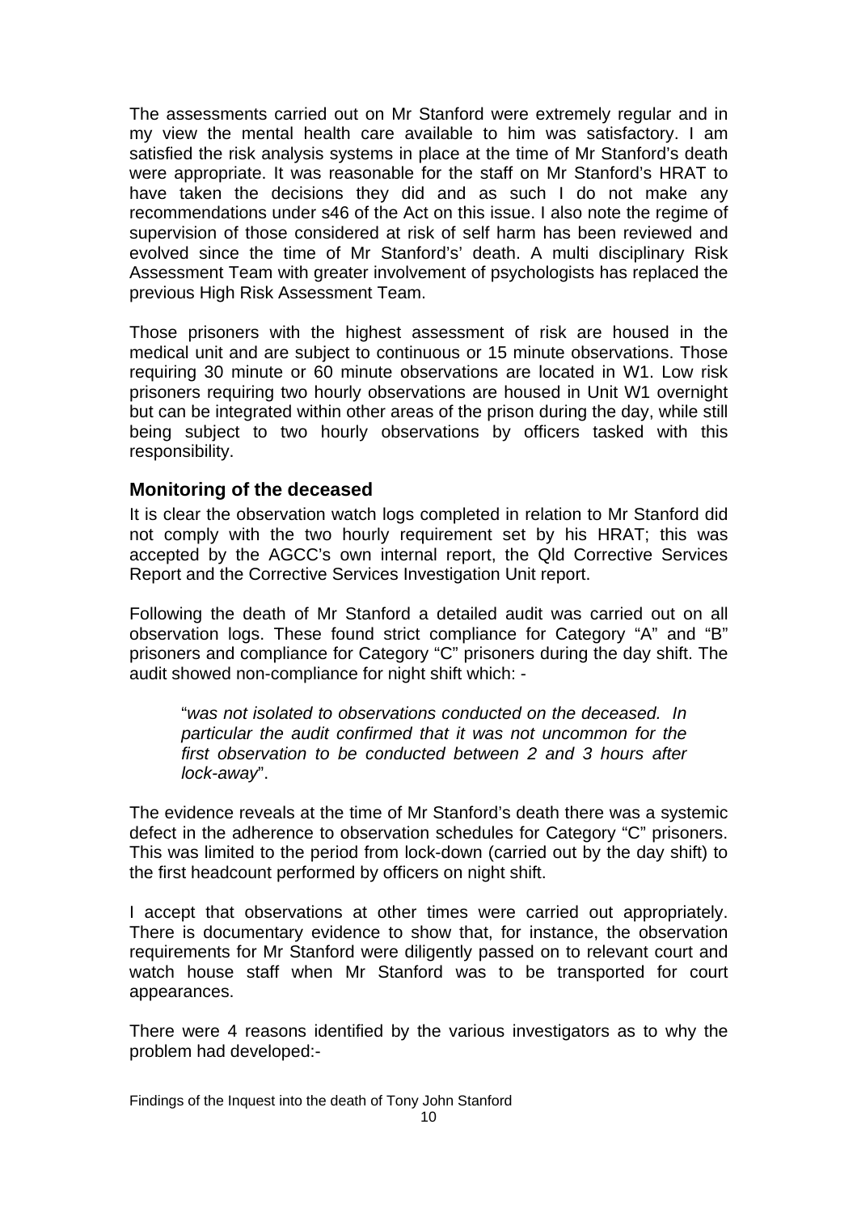The assessments carried out on Mr Stanford were extremely regular and in my view the mental health care available to him was satisfactory. I am satisfied the risk analysis systems in place at the time of Mr Stanford's death were appropriate. It was reasonable for the staff on Mr Stanford's HRAT to have taken the decisions they did and as such I do not make any recommendations under s46 of the Act on this issue. I also note the regime of supervision of those considered at risk of self harm has been reviewed and evolved since the time of Mr Stanford's' death. A multi disciplinary Risk Assessment Team with greater involvement of psychologists has replaced the previous High Risk Assessment Team.

Those prisoners with the highest assessment of risk are housed in the medical unit and are subject to continuous or 15 minute observations. Those requiring 30 minute or 60 minute observations are located in W1. Low risk prisoners requiring two hourly observations are housed in Unit W1 overnight but can be integrated within other areas of the prison during the day, while still being subject to two hourly observations by officers tasked with this responsibility.

### Monitoring of the deceased

It is clear the observation watch logs completed in relation to Mr Stanford did not comply with the two hourly requirement set by his HRAT; this was accepted by the AGCC's own internal report, the Qld Corrective Services Report and the Corrective Services Investigation Unit report.

Following the death of Mr Stanford a detailed audit was carried out on all observation logs. These found strict compliance for Category "A" and "B" prisoners and compliance for Category "C" prisoners during the day shift. The audit showed non-compliance for night shift which: -

> "*was not isolated to observations conducted on the deceased. In particular the audit confirmed that it was not uncommon for the first observation to be conducted between 2 and 3 hours after lock-away*".

The evidence reveals at the time of Mr Stanford's death there was a systemic defect in the adherence to observation schedules for Category "C" prisoners. This was limited to the period from lock-down (carried out by the day shift) to the first headcount performed by officers on night shift.

I accept that observations at other times were carried out appropriately. There is documentary evidence to show that, for instance, the observation requirements for Mr Stanford were diligently passed on to relevant court and watch house staff when Mr Stanford was to be transported for court appearances.

There were 4 reasons identified by the various investigators as to why the problem had developed:-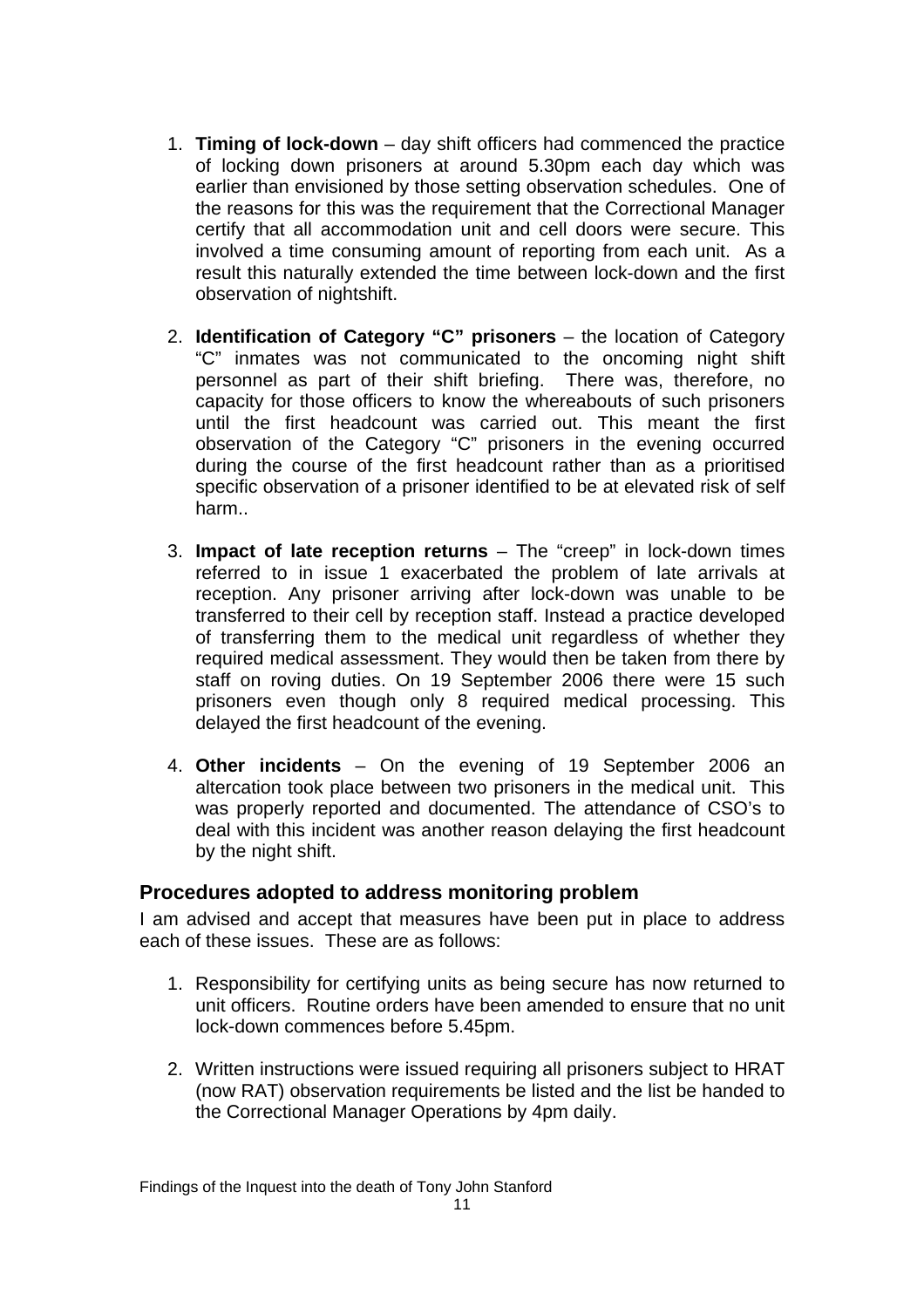1. **Timing of lock-down** – day shift officers had commenced the practice of locking down prisoners at around 5.30pm each day which was earlier than envisioned by those setting observation schedules. One of the reasons for this was the requirement that the Correctional Manager certify that all accommodation unit and cell doors were secure. This involved a time consuming amount of reporting from each unit. As a result this naturally extended the time between lock-down and the first observation of nightshift.

2. **Identification of Category "C" prisoners** – the location of Category "C" inmates was not communicated to the oncoming night shift personnel as part of their shift briefing. There was, therefore, no capacity for those officers to know the whereabouts of such prisoners until the first headcount was carried out. This meant the first observation of the Category "C" prisoners in the evening occurred during the course of the first headcount rather than as a prioritised specific observation of a prisoner identified to be at elevated risk of self harm..

3. **Impact of late reception returns** – The "creep" in lock-down times referred to in issue 1 exacerbated the problem of late arrivals at reception. Any prisoner arriving after lock-down was unable to be transferred to their cell by reception staff. Instead a practice developed of transferring them to the medical unit regardless of whether they required medical assessment. They would then be taken from there by staff on roving duties. On 19 September 2006 there were 15 such prisoners even though only 8 required medical processing. This delayed the first headcount of the evening.

4. **Other incidents** – On the evening of 19 September 2006 an altercation took place between two prisoners in the medical unit. This was properly reported and documented. The attendance of CSO's to deal with this incident was another reason delaying the first headcount by the night shift.

## Procedures adopted to address monitoring problem

I am advised and accept that measures have been put in place to address each of these issues. These are as follows:

1. Responsibility for certifying units as being secure has now returned to unit officers. Routine orders have been amended to ensure that no unit lock-down commences before 5.45pm.

2. Written instructions were issued requiring all prisoners subject to HRAT (now RAT) observation requirements be listed and the list be handed to the Correctional Manager Operations by 4pm daily.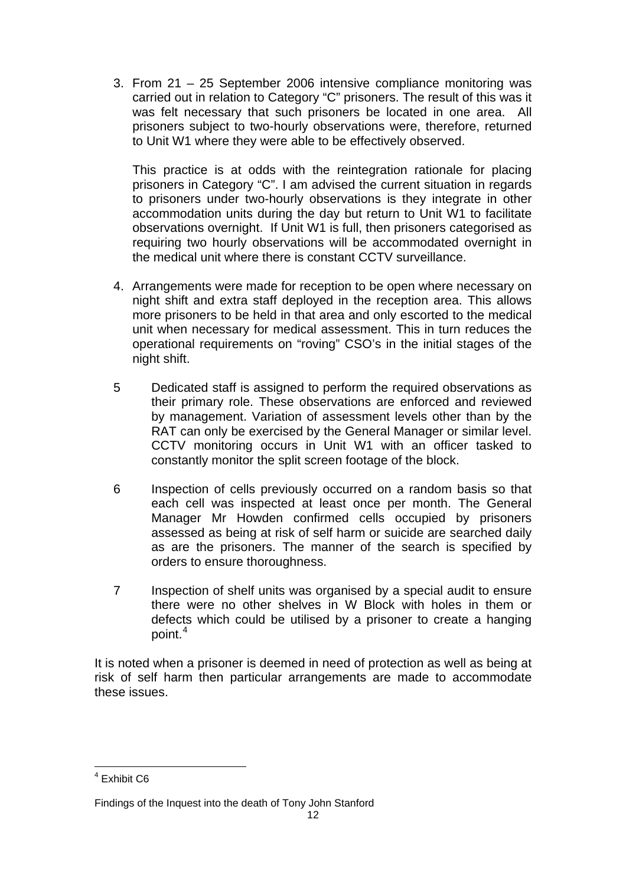3. From 21 – 25 September 2006 intensive compliance monitoring was carried out in relation to Category "C" prisoners. The result of this was it was felt necessary that such prisoners be located in one area. All prisoners subject to two-hourly observations were, therefore, returned to Unit W1 where they were able to be effectively observed.

   This practice is at odds with the reintegration rationale for placing prisoners in Category "C". I am advised the current situation in regards to prisoners under two-hourly observations is they integrate in other accommodation units during the day but return to Unit W1 to facilitate observations overnight. If Unit W1 is full, then prisoners categorised as requiring two hourly observations will be accommodated overnight in the medical unit where there is constant CCTV surveillance.

4. Arrangements were made for reception to be open where necessary on night shift and extra staff deployed in the reception area. This allows more prisoners to be held in that area and only escorted to the medical unit when necessary for medical assessment. This in turn reduces the operational requirements on "roving" CSO's in the initial stages of the night shift.

5. Dedicated staff is assigned to perform the required observations as their primary role. These observations are enforced and reviewed by management. Variation of assessment levels other than by the RAT can only be exercised by the General Manager or similar level. CCTV monitoring occurs in Unit W1 with an officer tasked to constantly monitor the split screen footage of the block.

6. Inspection of cells previously occurred on a random basis so that each cell was inspected at least once per month. The General Manager Mr Howden confirmed cells occupied by prisoners assessed as being at risk of self harm or suicide are searched daily as are the prisoners. The manner of the search is specified by orders to ensure thoroughness.

7. Inspection of shelf units was organised by a special audit to ensure there were no other shelves in W Block with holes in them or defects which could be utilised by a prisoner to create a hanging point.[4]

It is noted when a prisoner is deemed in need of protection as well as being at risk of self harm then particular arrangements are made to accommodate these issues.

---

[4] Exhibit C6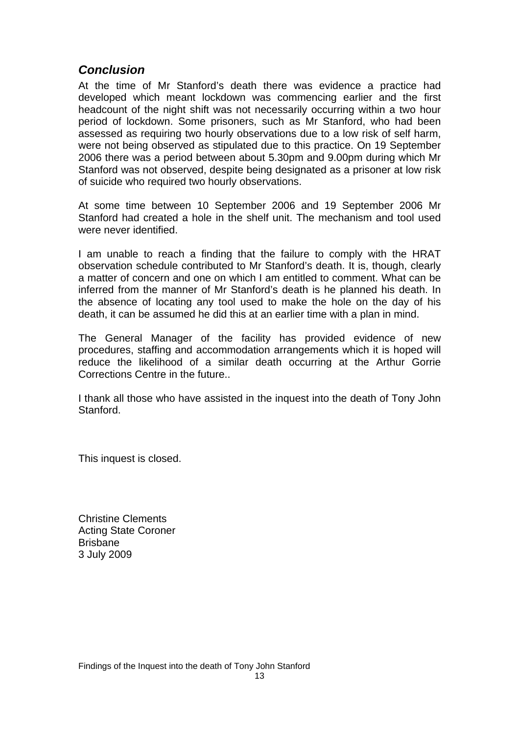## *Conclusion*

At the time of Mr Stanford's death there was evidence a practice had developed which meant lockdown was commencing earlier and the first headcount of the night shift was not necessarily occurring within a two hour period of lockdown. Some prisoners, such as Mr Stanford, who had been assessed as requiring two hourly observations due to a low risk of self harm, were not being observed as stipulated due to this practice. On 19 September 2006 there was a period between about 5.30pm and 9.00pm during which Mr Stanford was not observed, despite being designated as a prisoner at low risk of suicide who required two hourly observations.

At some time between 10 September 2006 and 19 September 2006 Mr Stanford had created a hole in the shelf unit. The mechanism and tool used were never identified.

I am unable to reach a finding that the failure to comply with the HRAT observation schedule contributed to Mr Stanford's death. It is, though, clearly a matter of concern and one on which I am entitled to comment. What can be inferred from the manner of Mr Stanford's death is he planned his death. In the absence of locating any tool used to make the hole on the day of his death, it can be assumed he did this at an earlier time with a plan in mind.

The General Manager of the facility has provided evidence of new procedures, staffing and accommodation arrangements which it is hoped will reduce the likelihood of a similar death occurring at the Arthur Gorrie Corrections Centre in the future..

I thank all those who have assisted in the inquest into the death of Tony John Stanford.

This inquest is closed.

Christine Clements
Acting State Coroner
Brisbane
3 July 2009